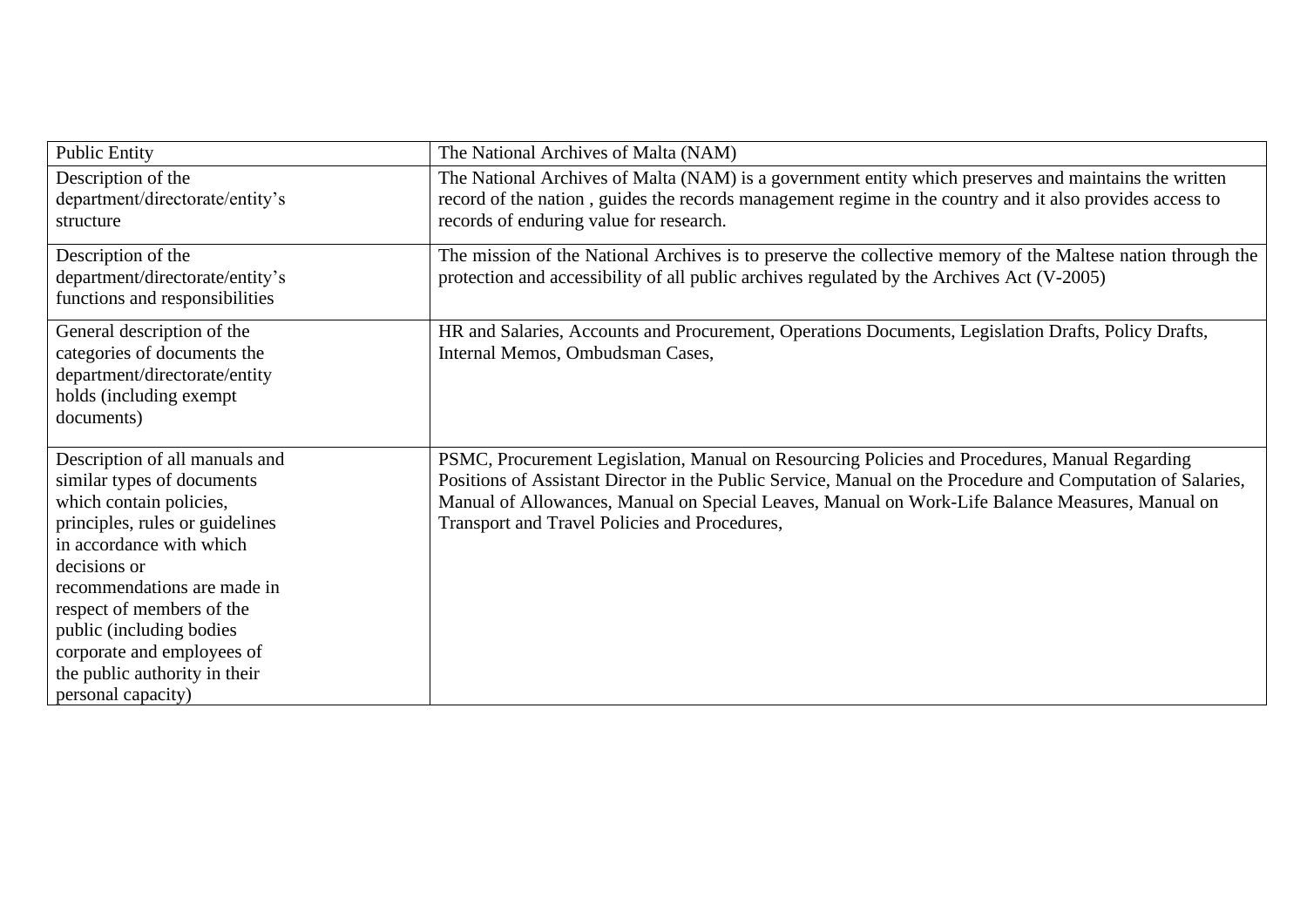| Public Entity | The National Archives of Malta (NAM) |
|---|---|
| Description of the department/directorate/entity's structure | The National Archives of Malta (NAM) is a government entity which preserves and maintains the written record of the nation , guides the records management regime in the country and it also provides access to records of enduring value for research. |
| Description of the department/directorate/entity's functions and responsibilities | The mission of the National Archives is to preserve the collective memory of the Maltese nation through the protection and accessibility of all public archives regulated by the Archives Act (V-2005) |
| General description of the categories of documents the department/directorate/entity holds (including exempt documents) | HR and Salaries, Accounts and Procurement, Operations Documents, Legislation Drafts, Policy Drafts, Internal Memos, Ombudsman Cases, |
| Description of all manuals and similar types of documents which contain policies, principles, rules or guidelines in accordance with which decisions or recommendations are made in respect of members of the public (including bodies corporate and employees of the public authority in their personal capacity) | PSMC, Procurement Legislation, Manual on Resourcing Policies and Procedures, Manual Regarding Positions of Assistant Director in the Public Service, Manual on the Procedure and Computation of Salaries, Manual of Allowances, Manual on Special Leaves, Manual on Work-Life Balance Measures, Manual on Transport and Travel Policies and Procedures, |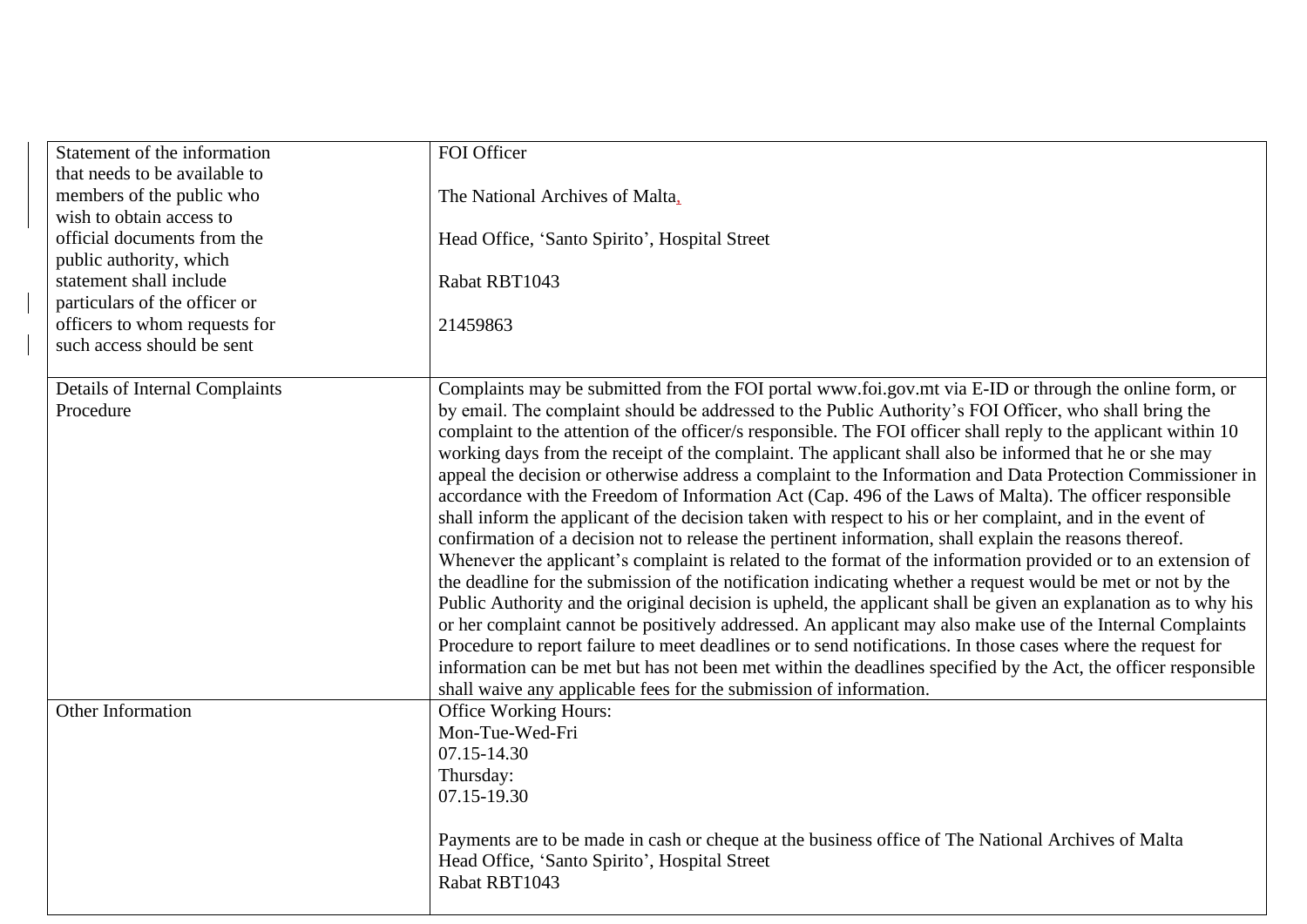| | |
|---|---|
| Statement of the information that needs to be available to members of the public who wish to obtain access to official documents from the public authority, which statement shall include particulars of the officer or officers to whom requests for such access should be sent | FOI Officer<br><br>The National Archives of Malta,<br><br>Head Office, 'Santo Spirito', Hospital Street<br><br>Rabat RBT1043<br><br>21459863 |
| Details of Internal Complaints Procedure | Complaints may be submitted from the FOI portal www.foi.gov.mt via E-ID or through the online form, or by email. The complaint should be addressed to the Public Authority's FOI Officer, who shall bring the complaint to the attention of the officer/s responsible. The FOI officer shall reply to the applicant within 10 working days from the receipt of the complaint. The applicant shall also be informed that he or she may appeal the decision or otherwise address a complaint to the Information and Data Protection Commissioner in accordance with the Freedom of Information Act (Cap. 496 of the Laws of Malta). The officer responsible shall inform the applicant of the decision taken with respect to his or her complaint, and in the event of confirmation of a decision not to release the pertinent information, shall explain the reasons thereof. Whenever the applicant's complaint is related to the format of the information provided or to an extension of the deadline for the submission of the notification indicating whether a request would be met or not by the Public Authority and the original decision is upheld, the applicant shall be given an explanation as to why his or her complaint cannot be positively addressed. An applicant may also make use of the Internal Complaints Procedure to report failure to meet deadlines or to send notifications. In those cases where the request for information can be met but has not been met within the deadlines specified by the Act, the officer responsible shall waive any applicable fees for the submission of information. |
| Other Information | Office Working Hours:<br>Mon-Tue-Wed-Fri<br>07.15-14.30<br>Thursday:<br>07.15-19.30<br><br>Payments are to be made in cash or cheque at the business office of The National Archives of Malta<br>Head Office, 'Santo Spirito', Hospital Street<br>Rabat RBT1043 |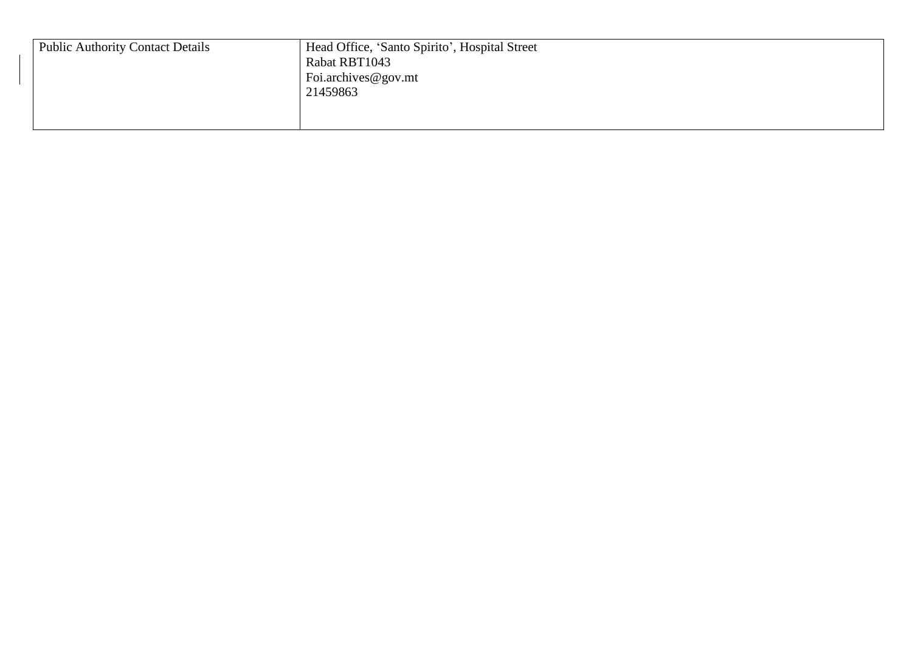| | |
|---|---|
| Public Authority Contact Details | Head Office, 'Santo Spirito', Hospital Street<br>Rabat RBT1043<br>Foi.archives@gov.mt<br>21459863 |